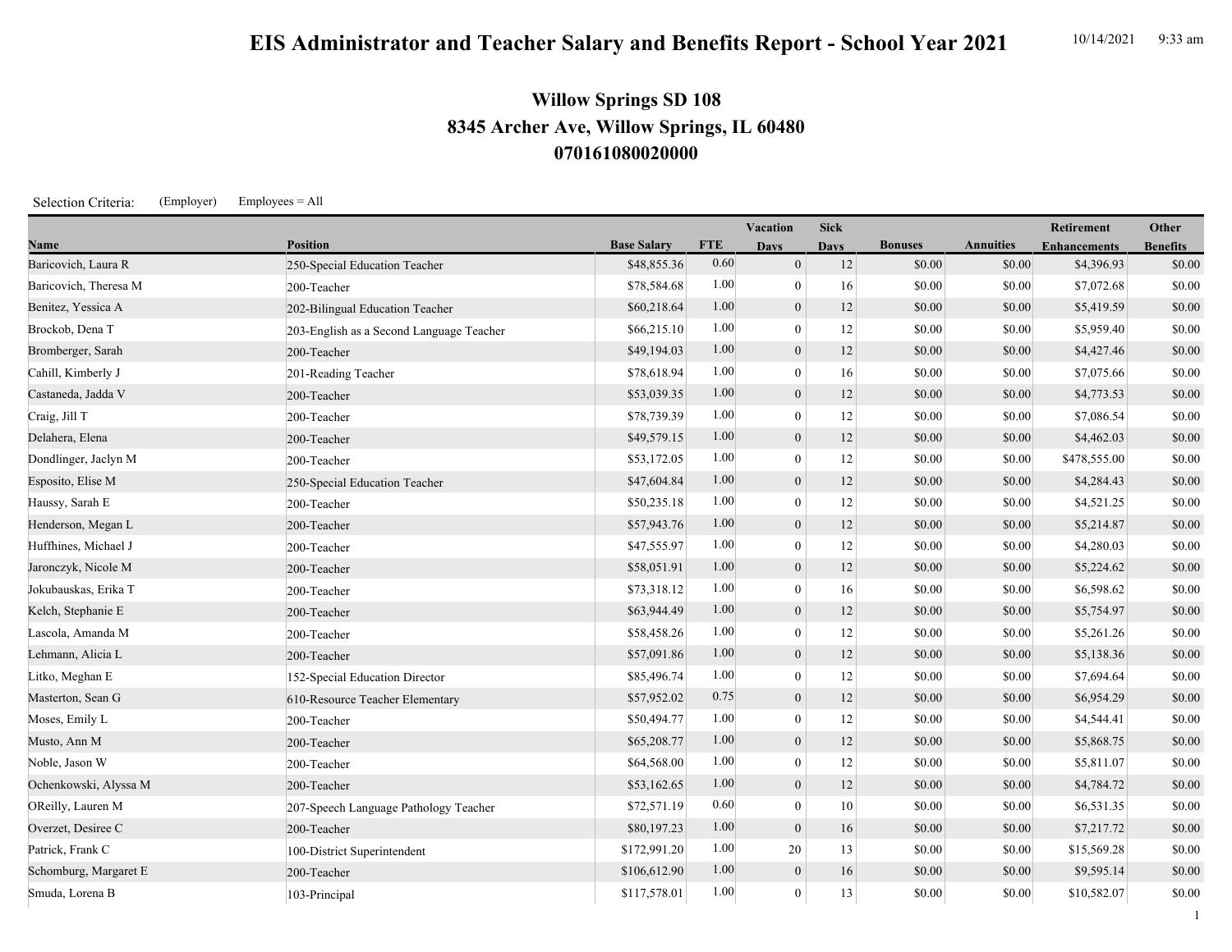# EIS Administrator and Teacher Salary and Benefits Report - School Year 2021

10/14/2021 9:33 am

## Willow Springs SD 108
## 8345 Archer Ave, Willow Springs, IL 60480
## 070161080020000

Selection Criteria: (Employer) Employees = All

| Name | Position | Base Salary | FTE | Vacation Days | Sick Days | Bonuses | Annuities | Retirement Enhancements | Other Benefits |
|---|---|---|---|---|---|---|---|---|---|
| Baricovich, Laura R | 250-Special Education Teacher | $48,855.36 | 0.60 | 0 | 12 | $0.00 | $0.00 | $4,396.93 | $0.00 |
| Baricovich, Theresa M | 200-Teacher | $78,584.68 | 1.00 | 0 | 16 | $0.00 | $0.00 | $7,072.68 | $0.00 |
| Benitez, Yessica A | 202-Bilingual Education Teacher | $60,218.64 | 1.00 | 0 | 12 | $0.00 | $0.00 | $5,419.59 | $0.00 |
| Brockob, Dena T | 203-English as a Second Language Teacher | $66,215.10 | 1.00 | 0 | 12 | $0.00 | $0.00 | $5,959.40 | $0.00 |
| Bromberger, Sarah | 200-Teacher | $49,194.03 | 1.00 | 0 | 12 | $0.00 | $0.00 | $4,427.46 | $0.00 |
| Cahill, Kimberly J | 201-Reading Teacher | $78,618.94 | 1.00 | 0 | 16 | $0.00 | $0.00 | $7,075.66 | $0.00 |
| Castaneda, Jadda V | 200-Teacher | $53,039.35 | 1.00 | 0 | 12 | $0.00 | $0.00 | $4,773.53 | $0.00 |
| Craig, Jill T | 200-Teacher | $78,739.39 | 1.00 | 0 | 12 | $0.00 | $0.00 | $7,086.54 | $0.00 |
| Delahera, Elena | 200-Teacher | $49,579.15 | 1.00 | 0 | 12 | $0.00 | $0.00 | $4,462.03 | $0.00 |
| Dondlinger, Jaclyn M | 200-Teacher | $53,172.05 | 1.00 | 0 | 12 | $0.00 | $0.00 | $478,555.00 | $0.00 |
| Esposito, Elise M | 250-Special Education Teacher | $47,604.84 | 1.00 | 0 | 12 | $0.00 | $0.00 | $4,284.43 | $0.00 |
| Haussy, Sarah E | 200-Teacher | $50,235.18 | 1.00 | 0 | 12 | $0.00 | $0.00 | $4,521.25 | $0.00 |
| Henderson, Megan L | 200-Teacher | $57,943.76 | 1.00 | 0 | 12 | $0.00 | $0.00 | $5,214.87 | $0.00 |
| Huffhines, Michael J | 200-Teacher | $47,555.97 | 1.00 | 0 | 12 | $0.00 | $0.00 | $4,280.03 | $0.00 |
| Jaronczyk, Nicole M | 200-Teacher | $58,051.91 | 1.00 | 0 | 12 | $0.00 | $0.00 | $5,224.62 | $0.00 |
| Jokubauskas, Erika T | 200-Teacher | $73,318.12 | 1.00 | 0 | 16 | $0.00 | $0.00 | $6,598.62 | $0.00 |
| Kelch, Stephanie E | 200-Teacher | $63,944.49 | 1.00 | 0 | 12 | $0.00 | $0.00 | $5,754.97 | $0.00 |
| Lascola, Amanda M | 200-Teacher | $58,458.26 | 1.00 | 0 | 12 | $0.00 | $0.00 | $5,261.26 | $0.00 |
| Lehmann, Alicia L | 200-Teacher | $57,091.86 | 1.00 | 0 | 12 | $0.00 | $0.00 | $5,138.36 | $0.00 |
| Litko, Meghan E | 152-Special Education Director | $85,496.74 | 1.00 | 0 | 12 | $0.00 | $0.00 | $7,694.64 | $0.00 |
| Masterton, Sean G | 610-Resource Teacher Elementary | $57,952.02 | 0.75 | 0 | 12 | $0.00 | $0.00 | $6,954.29 | $0.00 |
| Moses, Emily L | 200-Teacher | $50,494.77 | 1.00 | 0 | 12 | $0.00 | $0.00 | $4,544.41 | $0.00 |
| Musto, Ann M | 200-Teacher | $65,208.77 | 1.00 | 0 | 12 | $0.00 | $0.00 | $5,868.75 | $0.00 |
| Noble, Jason W | 200-Teacher | $64,568.00 | 1.00 | 0 | 12 | $0.00 | $0.00 | $5,811.07 | $0.00 |
| Ochenkowski, Alyssa M | 200-Teacher | $53,162.65 | 1.00 | 0 | 12 | $0.00 | $0.00 | $4,784.72 | $0.00 |
| OReilly, Lauren M | 207-Speech Language Pathology Teacher | $72,571.19 | 0.60 | 0 | 10 | $0.00 | $0.00 | $6,531.35 | $0.00 |
| Overzet, Desiree C | 200-Teacher | $80,197.23 | 1.00 | 0 | 16 | $0.00 | $0.00 | $7,217.72 | $0.00 |
| Patrick, Frank C | 100-District Superintendent | $172,991.20 | 1.00 | 20 | 13 | $0.00 | $0.00 | $15,569.28 | $0.00 |
| Schomburg, Margaret E | 200-Teacher | $106,612.90 | 1.00 | 0 | 16 | $0.00 | $0.00 | $9,595.14 | $0.00 |
| Smuda, Lorena B | 103-Principal | $117,578.01 | 1.00 | 0 | 13 | $0.00 | $0.00 | $10,582.07 | $0.00 |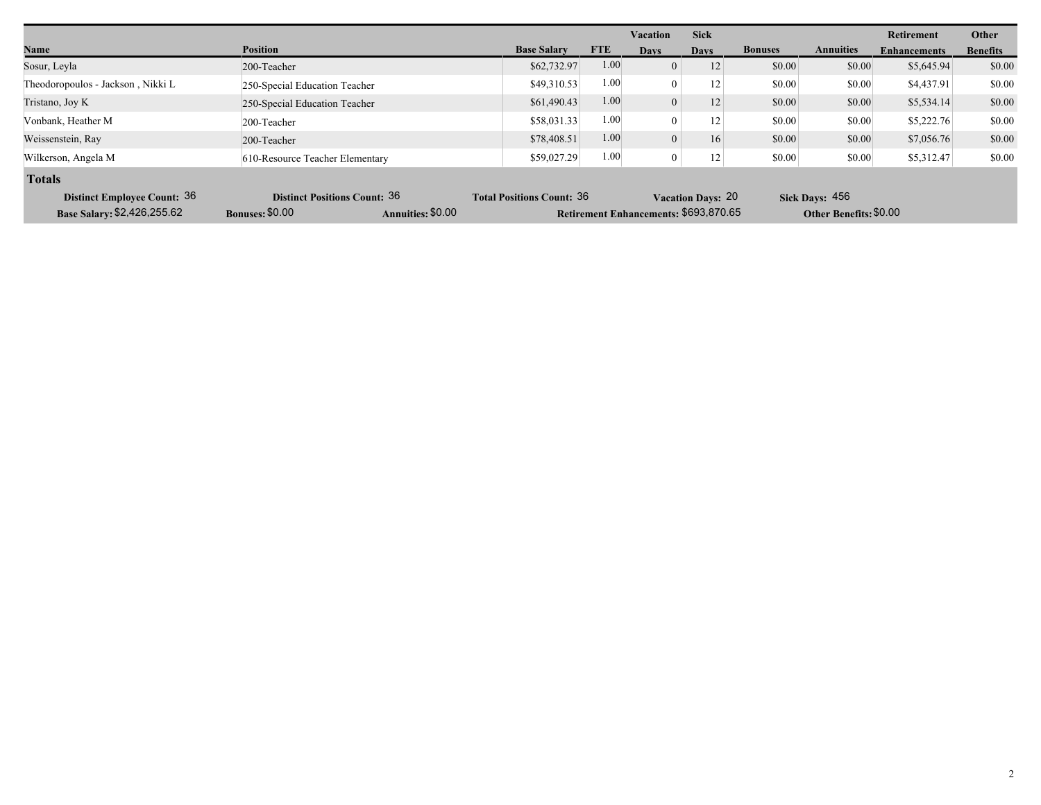| Name | Position | Base Salary | FTE | Vacation Days | Sick Days | Bonuses | Annuities | Retirement Enhancements | Other Benefits |
| --- | --- | --- | --- | --- | --- | --- | --- | --- | --- |
| Sosur, Leyla | 200-Teacher | $62,732.97 | 1.00 | 0 | 12 | $0.00 | $0.00 | $5,645.94 | $0.00 |
| Theodoropoulos - Jackson , Nikki L | 250-Special Education Teacher | $49,310.53 | 1.00 | 0 | 12 | $0.00 | $0.00 | $4,437.91 | $0.00 |
| Tristano, Joy K | 250-Special Education Teacher | $61,490.43 | 1.00 | 0 | 12 | $0.00 | $0.00 | $5,534.14 | $0.00 |
| Vonbank, Heather M | 200-Teacher | $58,031.33 | 1.00 | 0 | 12 | $0.00 | $0.00 | $5,222.76 | $0.00 |
| Weissenstein, Ray | 200-Teacher | $78,408.51 | 1.00 | 0 | 16 | $0.00 | $0.00 | $7,056.76 | $0.00 |
| Wilkerson, Angela M | 610-Resource Teacher Elementary | $59,027.29 | 1.00 | 0 | 12 | $0.00 | $0.00 | $5,312.47 | $0.00 |

**Totals**

**Distinct Employee Count:** 36 **Distinct Positions Count:** 36 **Total Positions Count:** 36 **Vacation Days:** 20 **Sick Days:** 456

**Base Salary:** $2,426,255.62 **Bonuses:** $0.00 **Annuities:** $0.00 **Retirement Enhancements:** $693,870.65 **Other Benefits:** $0.00